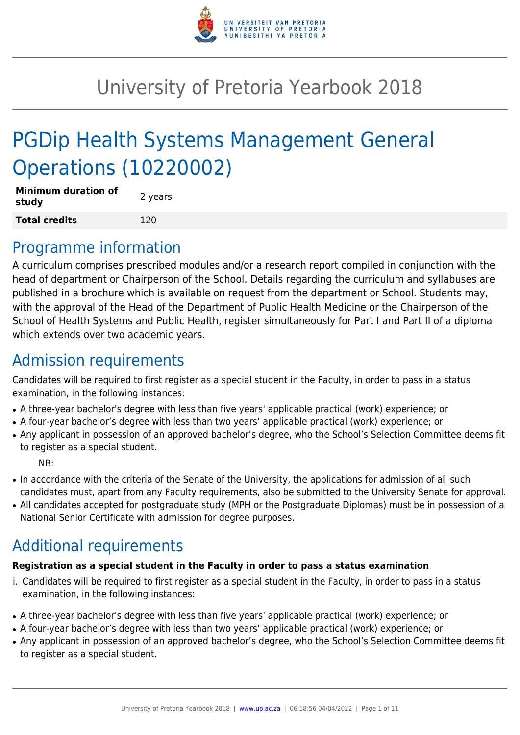# University of Pretoria Yearbook 2018

# PGDip Health Systems Management General Operations (10220002)

| | |
|---|---|
| **Minimum duration of study** | 2 years |
| **Total credits** | 120 |

## Programme information

A curriculum comprises prescribed modules and/or a research report compiled in conjunction with the head of department or Chairperson of the School. Details regarding the curriculum and syllabuses are published in a brochure which is available on request from the department or School. Students may, with the approval of the Head of the Department of Public Health Medicine or the Chairperson of the School of Health Systems and Public Health, register simultaneously for Part I and Part II of a diploma which extends over two academic years.

## Admission requirements

Candidates will be required to first register as a special student in the Faculty, in order to pass in a status examination, in the following instances:

- A three-year bachelor's degree with less than five years' applicable practical (work) experience; or
- A four-year bachelor's degree with less than two years' applicable practical (work) experience; or
- Any applicant in possession of an approved bachelor's degree, who the School's Selection Committee deems fit to register as a special student.

NB:

- In accordance with the criteria of the Senate of the University, the applications for admission of all such candidates must, apart from any Faculty requirements, also be submitted to the University Senate for approval.
- All candidates accepted for postgraduate study (MPH or the Postgraduate Diplomas) must be in possession of a National Senior Certificate with admission for degree purposes.

## Additional requirements

**Registration as a special student in the Faculty in order to pass a status examination**

i. Candidates will be required to first register as a special student in the Faculty, in order to pass in a status examination, in the following instances:

- A three-year bachelor's degree with less than five years' applicable practical (work) experience; or
- A four-year bachelor's degree with less than two years' applicable practical (work) experience; or
- Any applicant in possession of an approved bachelor's degree, who the School's Selection Committee deems fit to register as a special student.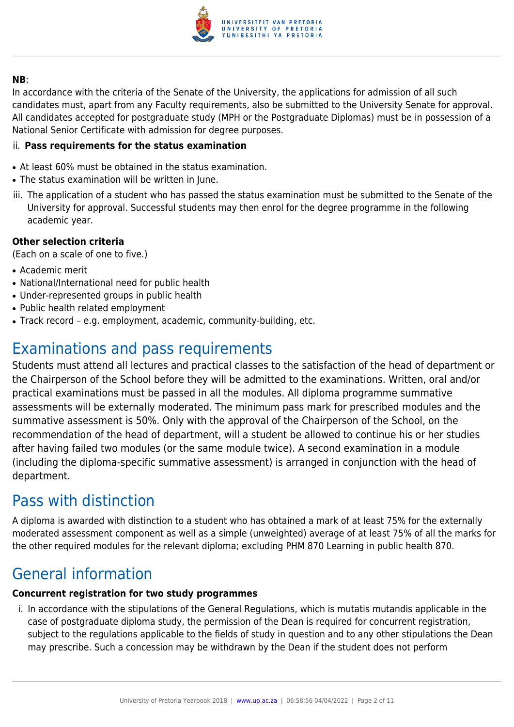**NB**:
In accordance with the criteria of the Senate of the University, the applications for admission of all such candidates must, apart from any Faculty requirements, also be submitted to the University Senate for approval. All candidates accepted for postgraduate study (MPH or the Postgraduate Diplomas) must be in possession of a National Senior Certificate with admission for degree purposes.

ii. **Pass requirements for the status examination**

- At least 60% must be obtained in the status examination.
- The status examination will be written in June.

iii. The application of a student who has passed the status examination must be submitted to the Senate of the University for approval. Successful students may then enrol for the degree programme in the following academic year.

**Other selection criteria**
(Each on a scale of one to five.)

- Academic merit
- National/International need for public health
- Under-represented groups in public health
- Public health related employment
- Track record – e.g. employment, academic, community-building, etc.

# Examinations and pass requirements

Students must attend all lectures and practical classes to the satisfaction of the head of department or the Chairperson of the School before they will be admitted to the examinations. Written, oral and/or practical examinations must be passed in all the modules. All diploma programme summative assessments will be externally moderated. The minimum pass mark for prescribed modules and the summative assessment is 50%. Only with the approval of the Chairperson of the School, on the recommendation of the head of department, will a student be allowed to continue his or her studies after having failed two modules (or the same module twice). A second examination in a module (including the diploma-specific summative assessment) is arranged in conjunction with the head of department.

# Pass with distinction

A diploma is awarded with distinction to a student who has obtained a mark of at least 75% for the externally moderated assessment component as well as a simple (unweighted) average of at least 75% of all the marks for the other required modules for the relevant diploma; excluding PHM 870 Learning in public health 870.

# General information

**Concurrent registration for two study programmes**

i. In accordance with the stipulations of the General Regulations, which is mutatis mutandis applicable in the case of postgraduate diploma study, the permission of the Dean is required for concurrent registration, subject to the regulations applicable to the fields of study in question and to any other stipulations the Dean may prescribe. Such a concession may be withdrawn by the Dean if the student does not perform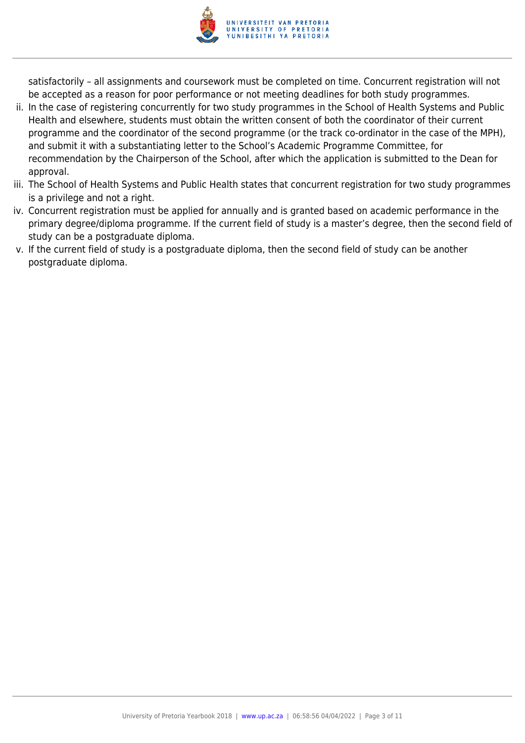satisfactorily – all assignments and coursework must be completed on time. Concurrent registration will not be accepted as a reason for poor performance or not meeting deadlines for both study programmes.

ii. In the case of registering concurrently for two study programmes in the School of Health Systems and Public Health and elsewhere, students must obtain the written consent of both the coordinator of their current programme and the coordinator of the second programme (or the track co-ordinator in the case of the MPH), and submit it with a substantiating letter to the School's Academic Programme Committee, for recommendation by the Chairperson of the School, after which the application is submitted to the Dean for approval.

iii. The School of Health Systems and Public Health states that concurrent registration for two study programmes is a privilege and not a right.

iv. Concurrent registration must be applied for annually and is granted based on academic performance in the primary degree/diploma programme. If the current field of study is a master's degree, then the second field of study can be a postgraduate diploma.

v. If the current field of study is a postgraduate diploma, then the second field of study can be another postgraduate diploma.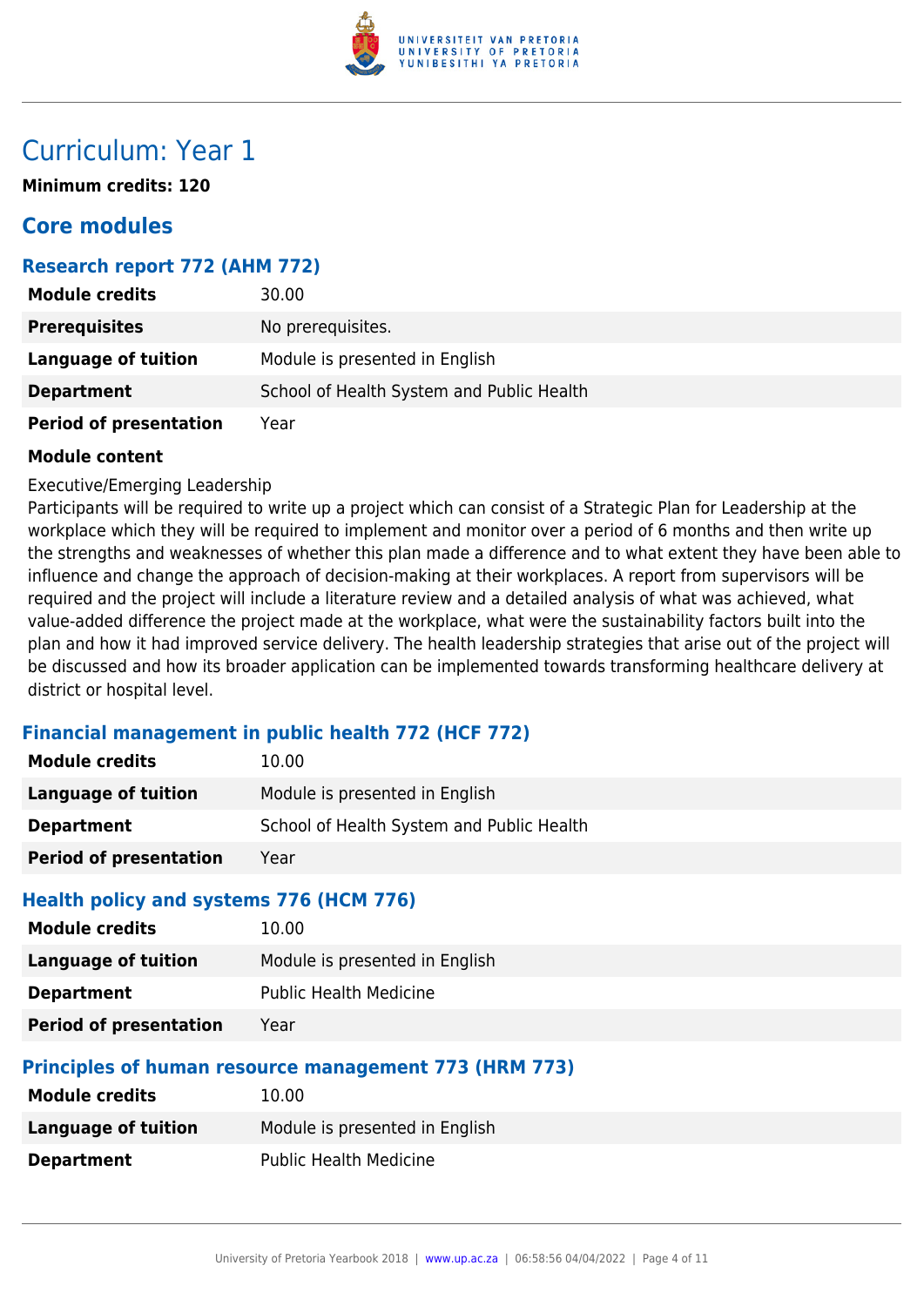# Curriculum: Year 1

**Minimum credits: 120**

## Core modules

### Research report 772 (AHM 772)

| | |
|---|---|
| **Module credits** | 30.00 |
| **Prerequisites** | No prerequisites. |
| **Language of tuition** | Module is presented in English |
| **Department** | School of Health System and Public Health |
| **Period of presentation** | Year |

**Module content**

Executive/Emerging Leadership
Participants will be required to write up a project which can consist of a Strategic Plan for Leadership at the workplace which they will be required to implement and monitor over a period of 6 months and then write up the strengths and weaknesses of whether this plan made a difference and to what extent they have been able to influence and change the approach of decision-making at their workplaces. A report from supervisors will be required and the project will include a literature review and a detailed analysis of what was achieved, what value-added difference the project made at the workplace, what were the sustainability factors built into the plan and how it had improved service delivery. The health leadership strategies that arise out of the project will be discussed and how its broader application can be implemented towards transforming healthcare delivery at district or hospital level.

### Financial management in public health 772 (HCF 772)

| | |
|---|---|
| **Module credits** | 10.00 |
| **Language of tuition** | Module is presented in English |
| **Department** | School of Health System and Public Health |
| **Period of presentation** | Year |

### Health policy and systems 776 (HCM 776)

| | |
|---|---|
| **Module credits** | 10.00 |
| **Language of tuition** | Module is presented in English |
| **Department** | Public Health Medicine |
| **Period of presentation** | Year |

### Principles of human resource management 773 (HRM 773)

| | |
|---|---|
| **Module credits** | 10.00 |
| **Language of tuition** | Module is presented in English |
| **Department** | Public Health Medicine |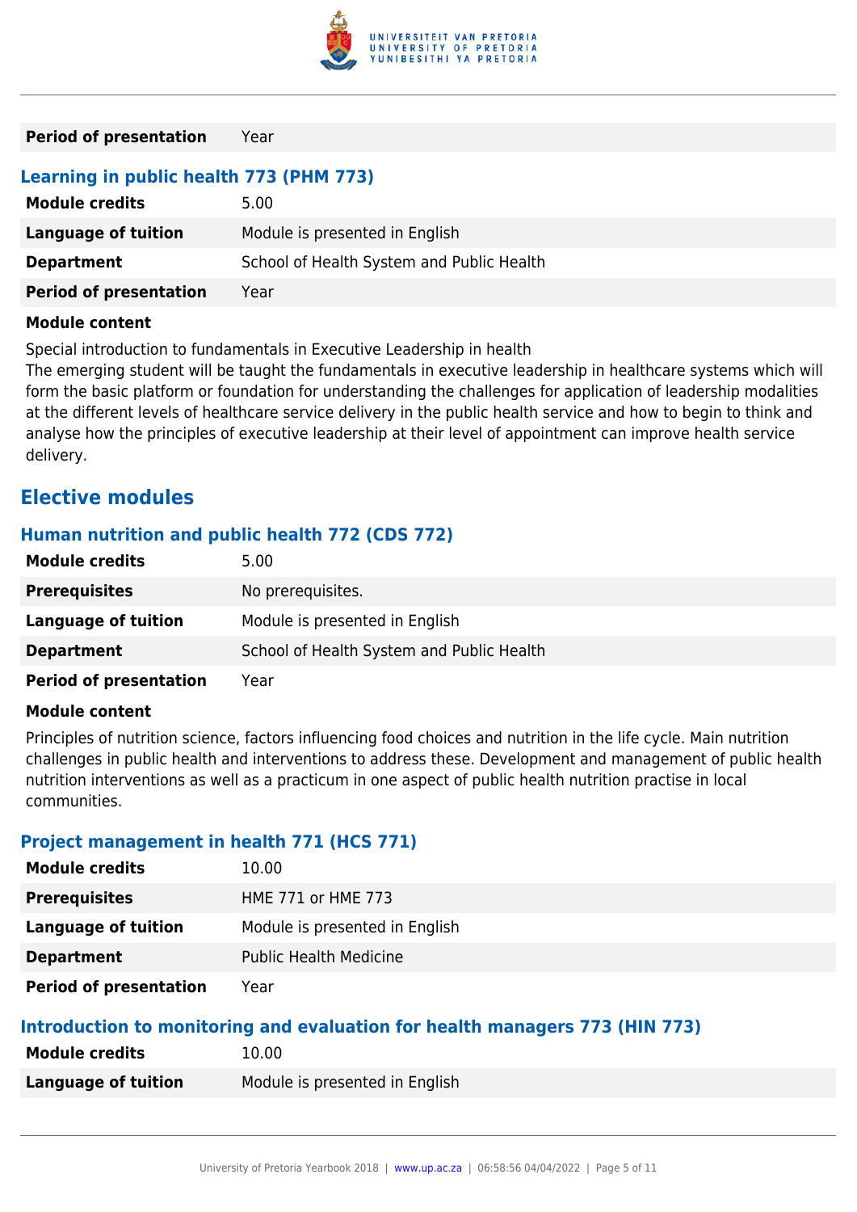| | |
|---|---|
| **Period of presentation** | Year |

### Learning in public health 773 (PHM 773)

| | |
|---|---|
| **Module credits** | 5.00 |
| **Language of tuition** | Module is presented in English |
| **Department** | School of Health System and Public Health |
| **Period of presentation** | Year |

**Module content**

Special introduction to fundamentals in Executive Leadership in health
The emerging student will be taught the fundamentals in executive leadership in healthcare systems which will form the basic platform or foundation for understanding the challenges for application of leadership modalities at the different levels of healthcare service delivery in the public health service and how to begin to think and analyse how the principles of executive leadership at their level of appointment can improve health service delivery.

## Elective modules

### Human nutrition and public health 772 (CDS 772)

| | |
|---|---|
| **Module credits** | 5.00 |
| **Prerequisites** | No prerequisites. |
| **Language of tuition** | Module is presented in English |
| **Department** | School of Health System and Public Health |
| **Period of presentation** | Year |

**Module content**

Principles of nutrition science, factors influencing food choices and nutrition in the life cycle. Main nutrition challenges in public health and interventions to address these. Development and management of public health nutrition interventions as well as a practicum in one aspect of public health nutrition practise in local communities.

### Project management in health 771 (HCS 771)

| | |
|---|---|
| **Module credits** | 10.00 |
| **Prerequisites** | HME 771 or HME 773 |
| **Language of tuition** | Module is presented in English |
| **Department** | Public Health Medicine |
| **Period of presentation** | Year |

### Introduction to monitoring and evaluation for health managers 773 (HIN 773)

| | |
|---|---|
| **Module credits** | 10.00 |
| **Language of tuition** | Module is presented in English |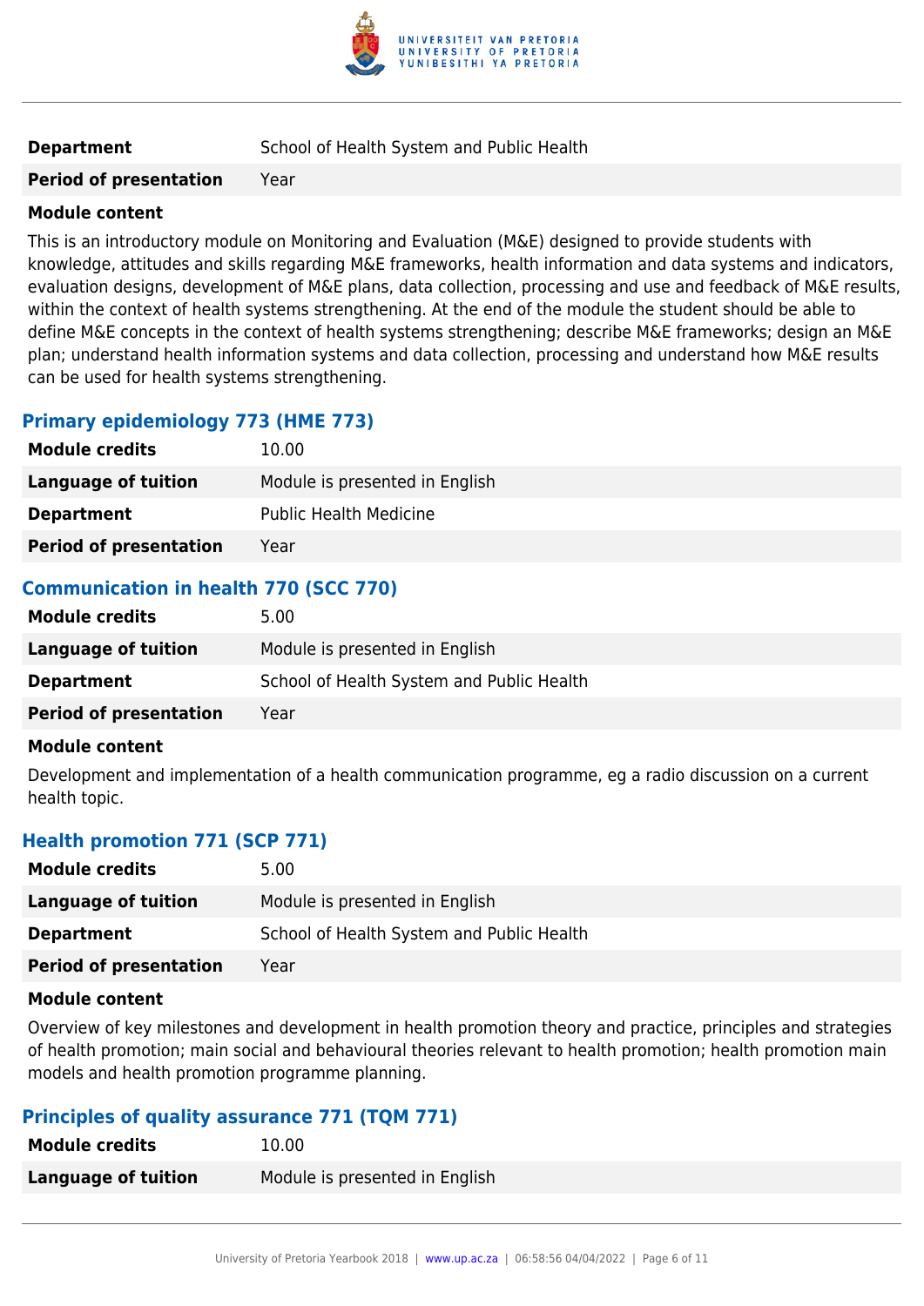| | |
|---|---|
| **Department** | School of Health System and Public Health |
| **Period of presentation** | Year |

**Module content**

This is an introductory module on Monitoring and Evaluation (M&E) designed to provide students with knowledge, attitudes and skills regarding M&E frameworks, health information and data systems and indicators, evaluation designs, development of M&E plans, data collection, processing and use and feedback of M&E results, within the context of health systems strengthening. At the end of the module the student should be able to define M&E concepts in the context of health systems strengthening; describe M&E frameworks; design an M&E plan; understand health information systems and data collection, processing and understand how M&E results can be used for health systems strengthening.

### Primary epidemiology 773 (HME 773)

| | |
|---|---|
| **Module credits** | 10.00 |
| **Language of tuition** | Module is presented in English |
| **Department** | Public Health Medicine |
| **Period of presentation** | Year |

### Communication in health 770 (SCC 770)

| | |
|---|---|
| **Module credits** | 5.00 |
| **Language of tuition** | Module is presented in English |
| **Department** | School of Health System and Public Health |
| **Period of presentation** | Year |

**Module content**

Development and implementation of a health communication programme, eg a radio discussion on a current health topic.

### Health promotion 771 (SCP 771)

| | |
|---|---|
| **Module credits** | 5.00 |
| **Language of tuition** | Module is presented in English |
| **Department** | School of Health System and Public Health |
| **Period of presentation** | Year |

**Module content**

Overview of key milestones and development in health promotion theory and practice, principles and strategies of health promotion; main social and behavioural theories relevant to health promotion; health promotion main models and health promotion programme planning.

### Principles of quality assurance 771 (TQM 771)

| | |
|---|---|
| **Module credits** | 10.00 |
| **Language of tuition** | Module is presented in English |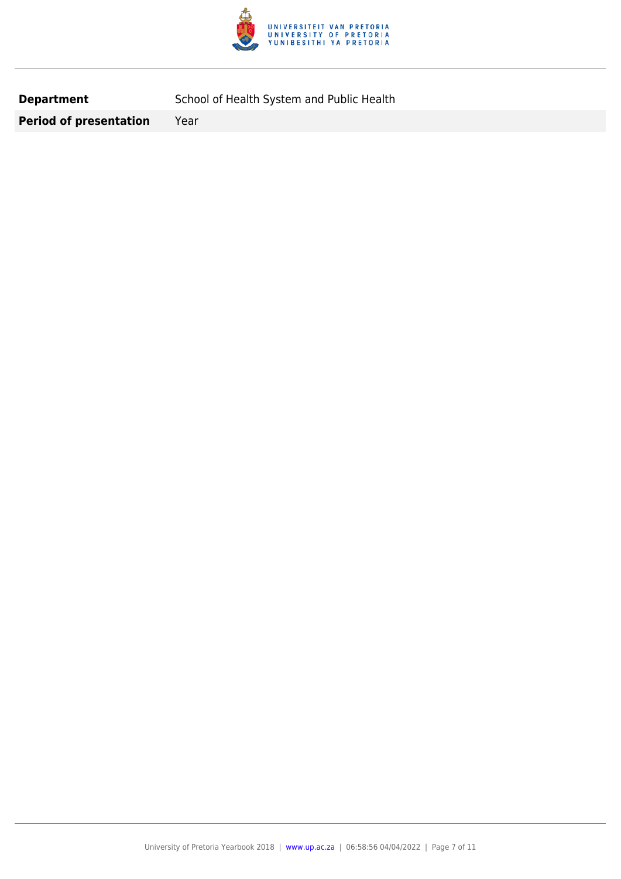| | |
|---|---|
| **Department** | School of Health System and Public Health |
| **Period of presentation** | Year |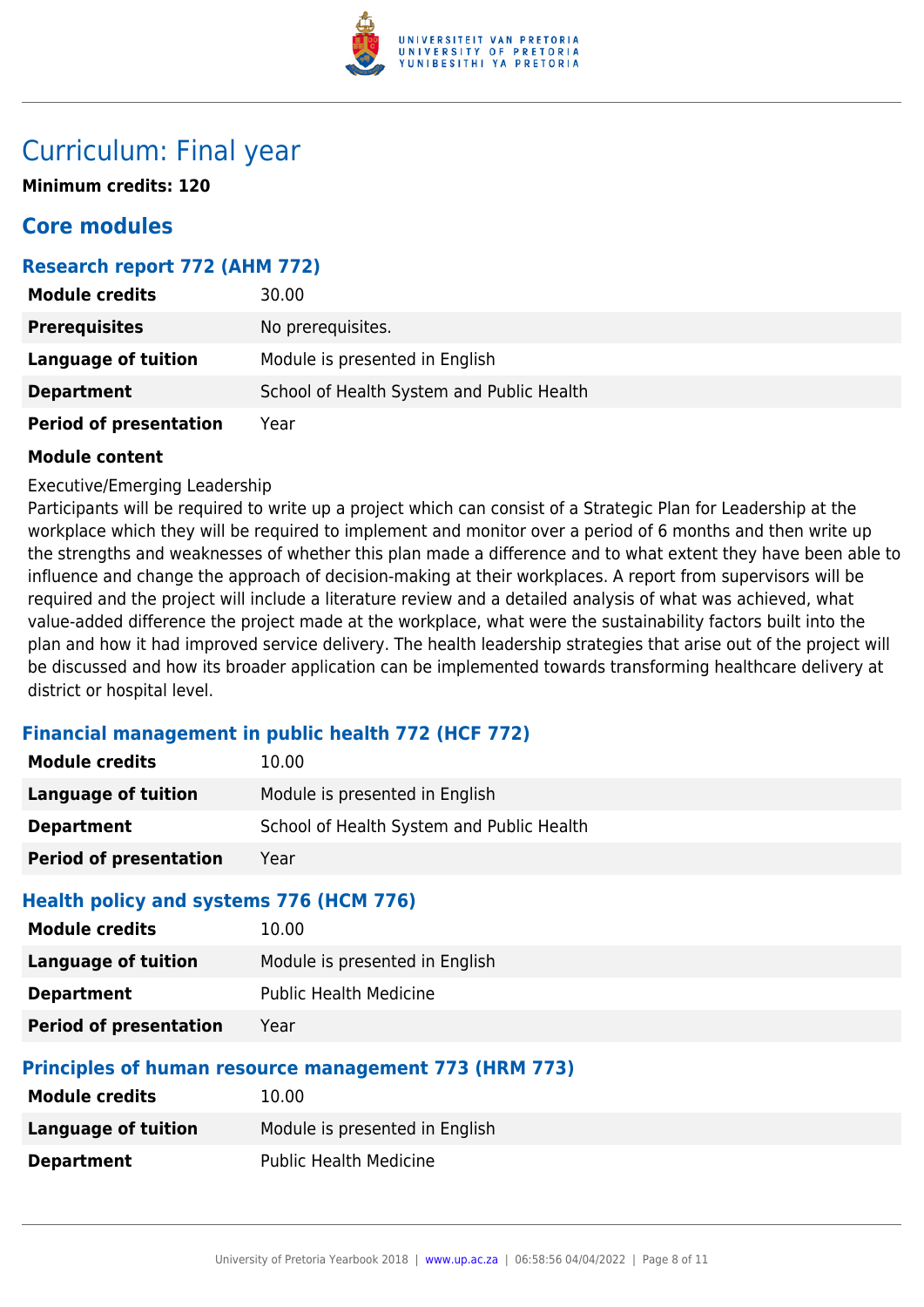# Curriculum: Final year

**Minimum credits: 120**

## Core modules

### Research report 772 (AHM 772)

| | |
|---|---|
| **Module credits** | 30.00 |
| **Prerequisites** | No prerequisites. |
| **Language of tuition** | Module is presented in English |
| **Department** | School of Health System and Public Health |
| **Period of presentation** | Year |

**Module content**

Executive/Emerging Leadership
Participants will be required to write up a project which can consist of a Strategic Plan for Leadership at the workplace which they will be required to implement and monitor over a period of 6 months and then write up the strengths and weaknesses of whether this plan made a difference and to what extent they have been able to influence and change the approach of decision-making at their workplaces. A report from supervisors will be required and the project will include a literature review and a detailed analysis of what was achieved, what value-added difference the project made at the workplace, what were the sustainability factors built into the plan and how it had improved service delivery. The health leadership strategies that arise out of the project will be discussed and how its broader application can be implemented towards transforming healthcare delivery at district or hospital level.

### Financial management in public health 772 (HCF 772)

| | |
|---|---|
| **Module credits** | 10.00 |
| **Language of tuition** | Module is presented in English |
| **Department** | School of Health System and Public Health |
| **Period of presentation** | Year |

### Health policy and systems 776 (HCM 776)

| | |
|---|---|
| **Module credits** | 10.00 |
| **Language of tuition** | Module is presented in English |
| **Department** | Public Health Medicine |
| **Period of presentation** | Year |

### Principles of human resource management 773 (HRM 773)

| | |
|---|---|
| **Module credits** | 10.00 |
| **Language of tuition** | Module is presented in English |
| **Department** | Public Health Medicine |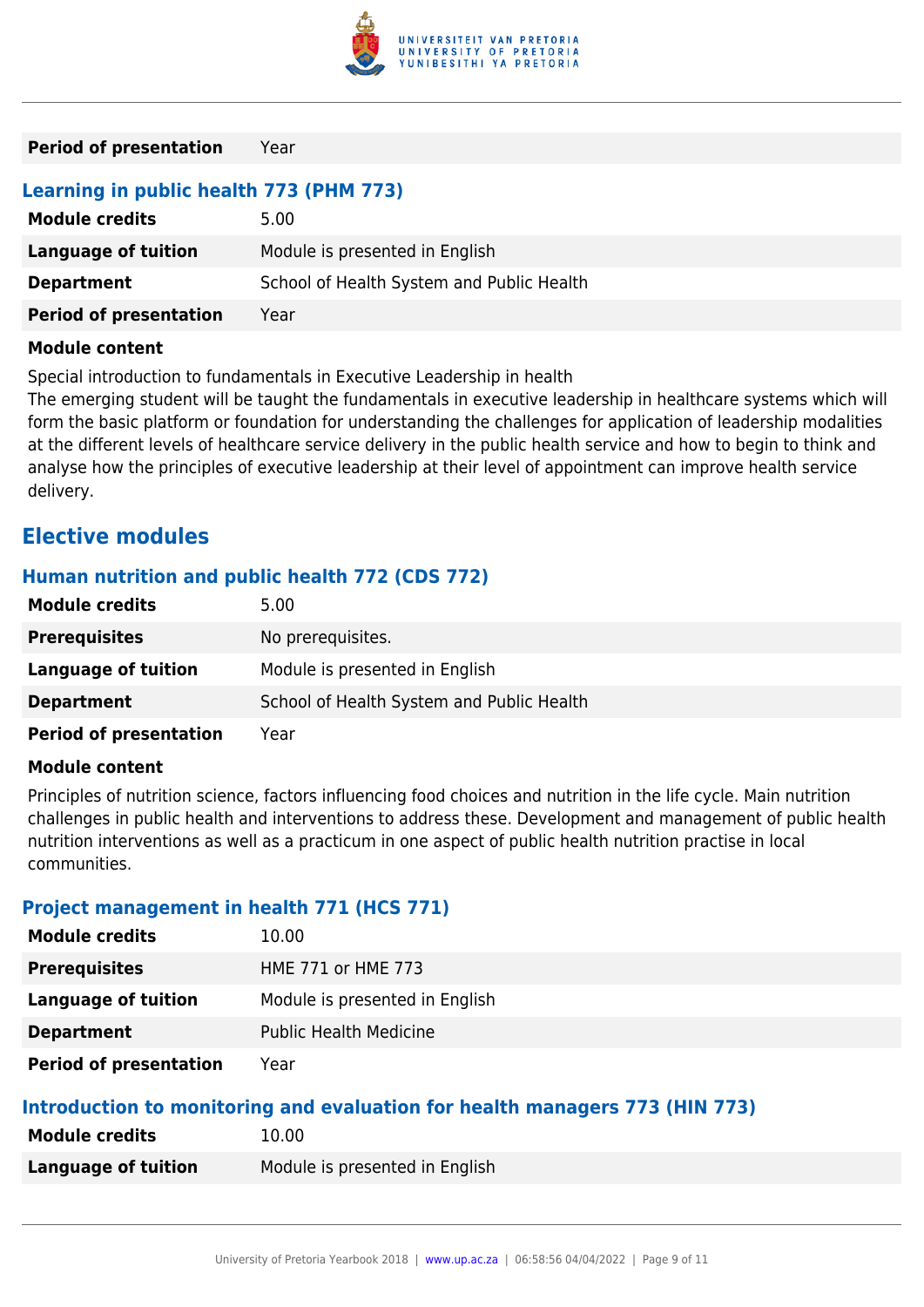| | |
|---|---|
| **Period of presentation** | Year |

### Learning in public health 773 (PHM 773)

| | |
|---|---|
| **Module credits** | 5.00 |
| **Language of tuition** | Module is presented in English |
| **Department** | School of Health System and Public Health |
| **Period of presentation** | Year |

**Module content**

Special introduction to fundamentals in Executive Leadership in health
The emerging student will be taught the fundamentals in executive leadership in healthcare systems which will form the basic platform or foundation for understanding the challenges for application of leadership modalities at the different levels of healthcare service delivery in the public health service and how to begin to think and analyse how the principles of executive leadership at their level of appointment can improve health service delivery.

## Elective modules

### Human nutrition and public health 772 (CDS 772)

| | |
|---|---|
| **Module credits** | 5.00 |
| **Prerequisites** | No prerequisites. |
| **Language of tuition** | Module is presented in English |
| **Department** | School of Health System and Public Health |
| **Period of presentation** | Year |

**Module content**

Principles of nutrition science, factors influencing food choices and nutrition in the life cycle. Main nutrition challenges in public health and interventions to address these. Development and management of public health nutrition interventions as well as a practicum in one aspect of public health nutrition practise in local communities.

### Project management in health 771 (HCS 771)

| | |
|---|---|
| **Module credits** | 10.00 |
| **Prerequisites** | HME 771 or HME 773 |
| **Language of tuition** | Module is presented in English |
| **Department** | Public Health Medicine |
| **Period of presentation** | Year |

### Introduction to monitoring and evaluation for health managers 773 (HIN 773)

| | |
|---|---|
| **Module credits** | 10.00 |
| **Language of tuition** | Module is presented in English |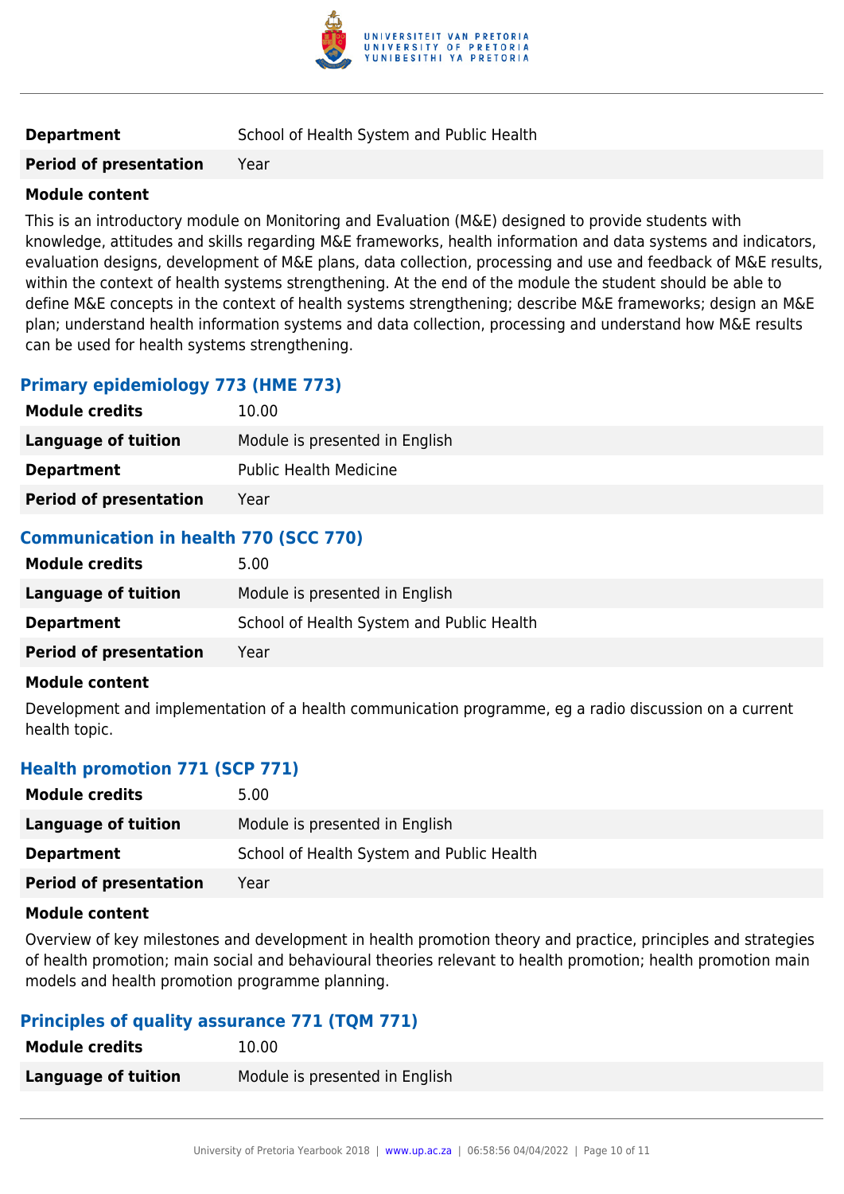| | |
|---|---|
| **Department** | School of Health System and Public Health |
| **Period of presentation** | Year |

**Module content**

This is an introductory module on Monitoring and Evaluation (M&E) designed to provide students with knowledge, attitudes and skills regarding M&E frameworks, health information and data systems and indicators, evaluation designs, development of M&E plans, data collection, processing and use and feedback of M&E results, within the context of health systems strengthening. At the end of the module the student should be able to define M&E concepts in the context of health systems strengthening; describe M&E frameworks; design an M&E plan; understand health information systems and data collection, processing and understand how M&E results can be used for health systems strengthening.

### Primary epidemiology 773 (HME 773)

| | |
|---|---|
| **Module credits** | 10.00 |
| **Language of tuition** | Module is presented in English |
| **Department** | Public Health Medicine |
| **Period of presentation** | Year |

### Communication in health 770 (SCC 770)

| | |
|---|---|
| **Module credits** | 5.00 |
| **Language of tuition** | Module is presented in English |
| **Department** | School of Health System and Public Health |
| **Period of presentation** | Year |

**Module content**

Development and implementation of a health communication programme, eg a radio discussion on a current health topic.

### Health promotion 771 (SCP 771)

| | |
|---|---|
| **Module credits** | 5.00 |
| **Language of tuition** | Module is presented in English |
| **Department** | School of Health System and Public Health |
| **Period of presentation** | Year |

**Module content**

Overview of key milestones and development in health promotion theory and practice, principles and strategies of health promotion; main social and behavioural theories relevant to health promotion; health promotion main models and health promotion programme planning.

### Principles of quality assurance 771 (TQM 771)

| | |
|---|---|
| **Module credits** | 10.00 |
| **Language of tuition** | Module is presented in English |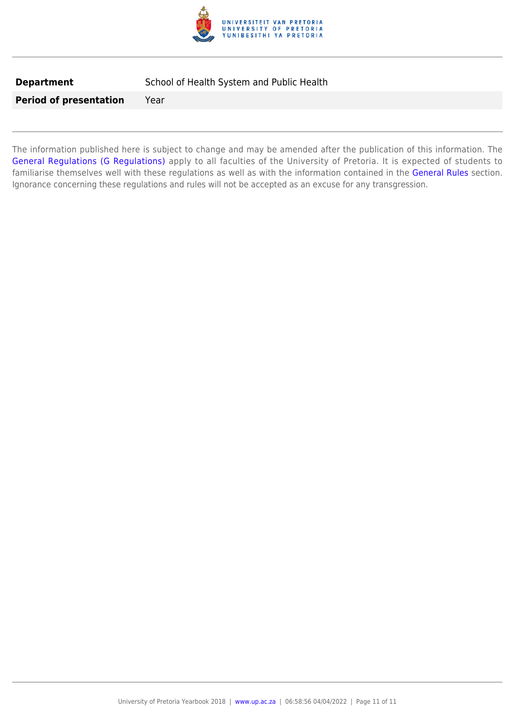| | |
|---|---|
| **Department** | School of Health System and Public Health |
| **Period of presentation** | Year |

The information published here is subject to change and may be amended after the publication of this information. The General Regulations (G Regulations) apply to all faculties of the University of Pretoria. It is expected of students to familiarise themselves well with these regulations as well as with the information contained in the General Rules section. Ignorance concerning these regulations and rules will not be accepted as an excuse for any transgression.